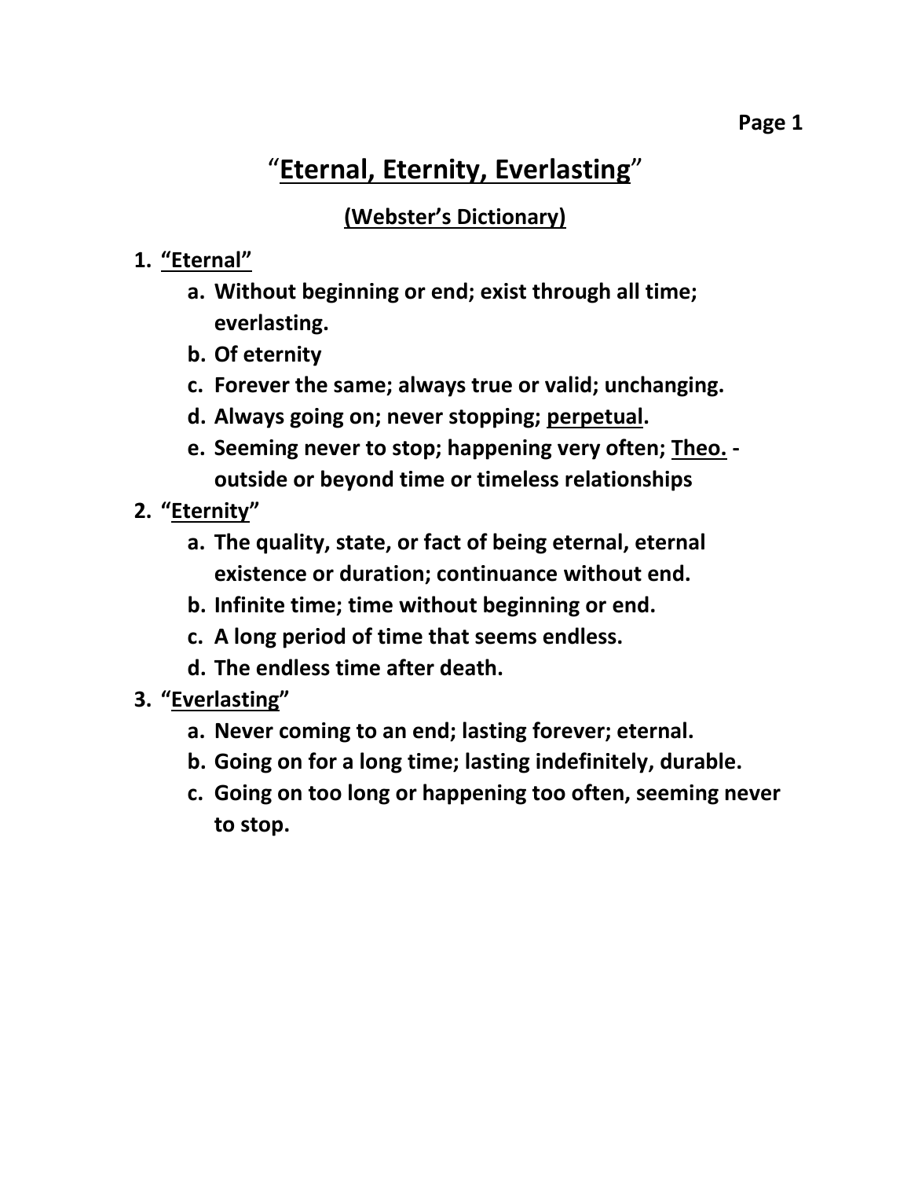# "<u>Eternal, Eternity, Everlasting</u>"

## <u>(Webster's Dictionary)</u>

1. **<u>"Eternal"</u>**
    a. **Without beginning or end; exist through all time; everlasting.**
    b. **Of eternity**
    c. **Forever the same; always true or valid; unchanging.**
    d. **Always going on; never stopping; <u>perpetual</u>.**
    e. **Seeming never to stop; happening very often; <u>Theo.</u> - outside or beyond time or timeless relationships**
2. **"<u>Eternity</u>"**
    a. **The quality, state, or fact of being eternal, eternal existence or duration; continuance without end.**
    b. **Infinite time; time without beginning or end.**
    c. **A long period of time that seems endless.**
    d. **The endless time after death.**
3. **"<u>Everlasting</u>"**
    a. **Never coming to an end; lasting forever; eternal.**
    b. **Going on for a long time; lasting indefinitely, durable.**
    c. **Going on too long or happening too often, seeming never to stop.**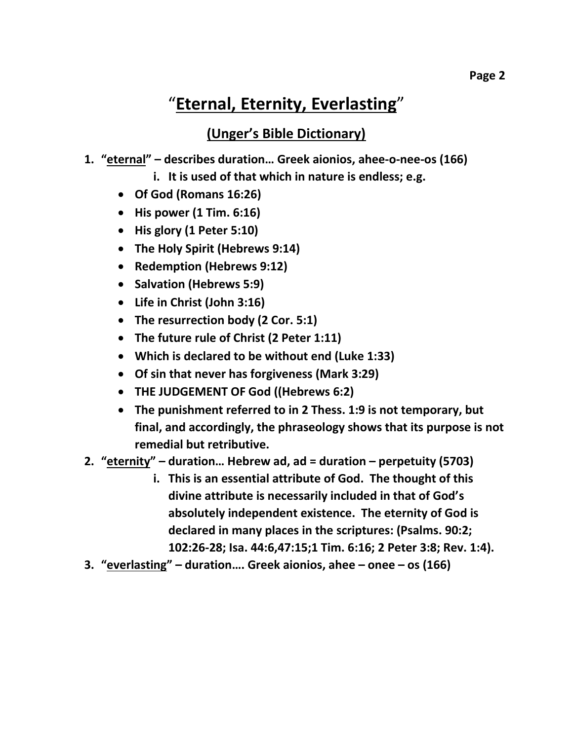# "Eternal, Eternity, Everlasting"

## (Unger's Bible Dictionary)

1. **"eternal" – describes duration… Greek aionios, ahee-o-nee-os (166)**
   i. **It is used of that which in nature is endless; e.g.**
   - **Of God (Romans 16:26)**
   - **His power (1 Tim. 6:16)**
   - **His glory (1 Peter 5:10)**
   - **The Holy Spirit (Hebrews 9:14)**
   - **Redemption (Hebrews 9:12)**
   - **Salvation (Hebrews 5:9)**
   - **Life in Christ (John 3:16)**
   - **The resurrection body (2 Cor. 5:1)**
   - **The future rule of Christ (2 Peter 1:11)**
   - **Which is declared to be without end (Luke 1:33)**
   - **Of sin that never has forgiveness (Mark 3:29)**
   - **THE JUDGEMENT OF God ((Hebrews 6:2)**
   - **The punishment referred to in 2 Thess. 1:9 is not temporary, but final, and accordingly, the phraseology shows that its purpose is not remedial but retributive.**
2. **"eternity" – duration… Hebrew ad, ad = duration – perpetuity (5703)**
   i. **This is an essential attribute of God. The thought of this divine attribute is necessarily included in that of God's absolutely independent existence. The eternity of God is declared in many places in the scriptures: (Psalms. 90:2; 102:26-28; Isa. 44:6,47:15;1 Tim. 6:16; 2 Peter 3:8; Rev. 1:4).**
3. **"everlasting" – duration…. Greek aionios, ahee – onee – os (166)**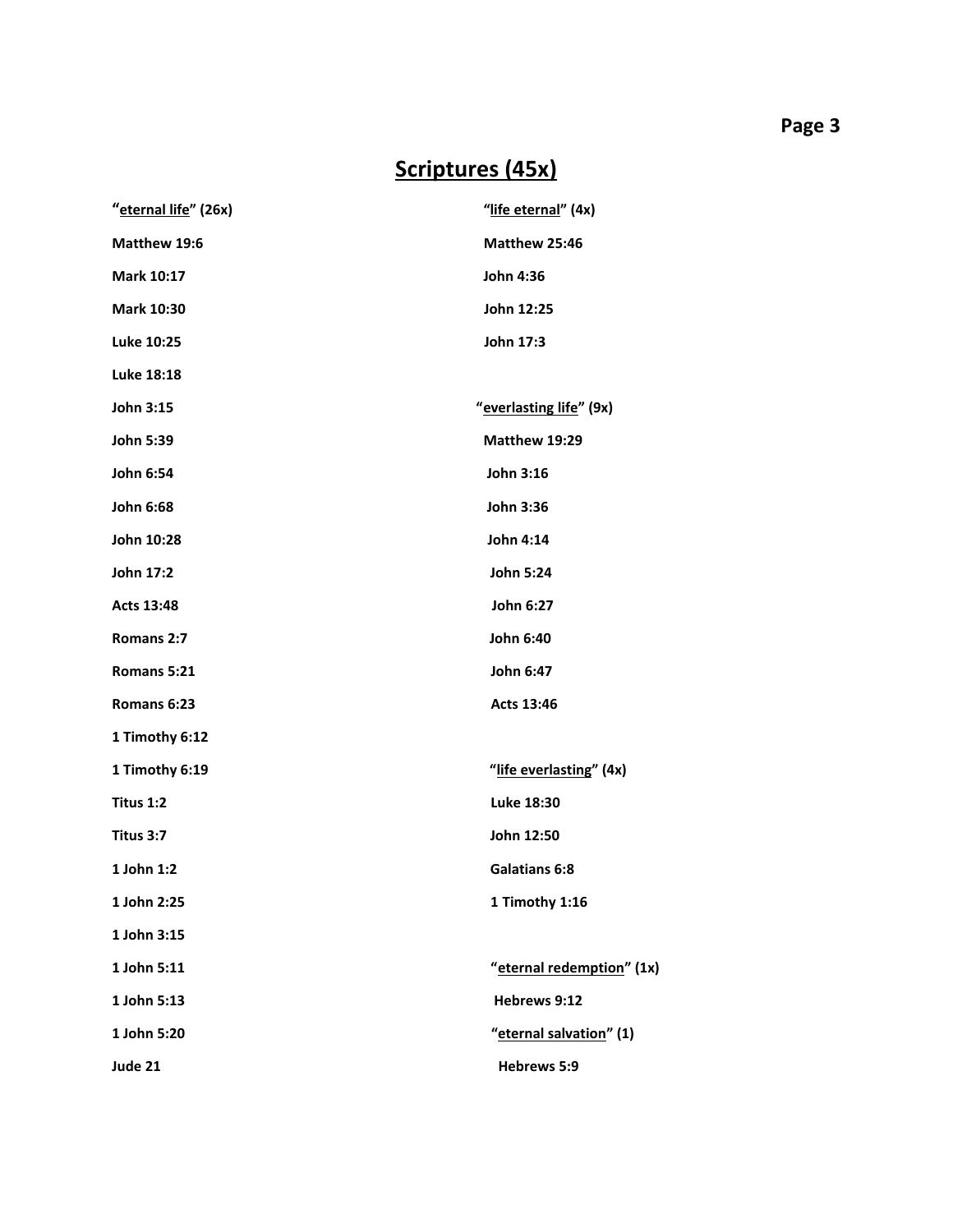## Scriptures (45x)

**"eternal life" (26x)**

**Matthew 19:6**

**Mark 10:17**

**Mark 10:30**

**Luke 10:25**

**Luke 18:18**

**John 3:15**

**John 5:39**

**John 6:54**

**John 6:68**

**John 10:28**

**John 17:2**

**Acts 13:48**

**Romans 2:7**

**Romans 5:21**

**Romans 6:23**

**1 Timothy 6:12**

**1 Timothy 6:19**

**Titus 1:2**

**Titus 3:7**

**1 John 1:2**

**1 John 2:25**

**1 John 3:15**

**1 John 5:11**

**1 John 5:13**

**1 John 5:20**

**Jude 21**

**"life eternal" (4x)**

**Matthew 25:46**

**John 4:36**

**John 12:25**

**John 17:3**

**"everlasting life" (9x)**

**Matthew 19:29**

**John 3:16**

**John 3:36**

**John 4:14**

**John 5:24**

**John 6:27**

**John 6:40**

**John 6:47**

**Acts 13:46**

**"life everlasting" (4x)**

**Luke 18:30**

**John 12:50**

**Galatians 6:8**

**1 Timothy 1:16**

**"eternal redemption" (1x)**

**Hebrews 9:12**

**"eternal salvation" (1)**

**Hebrews 5:9**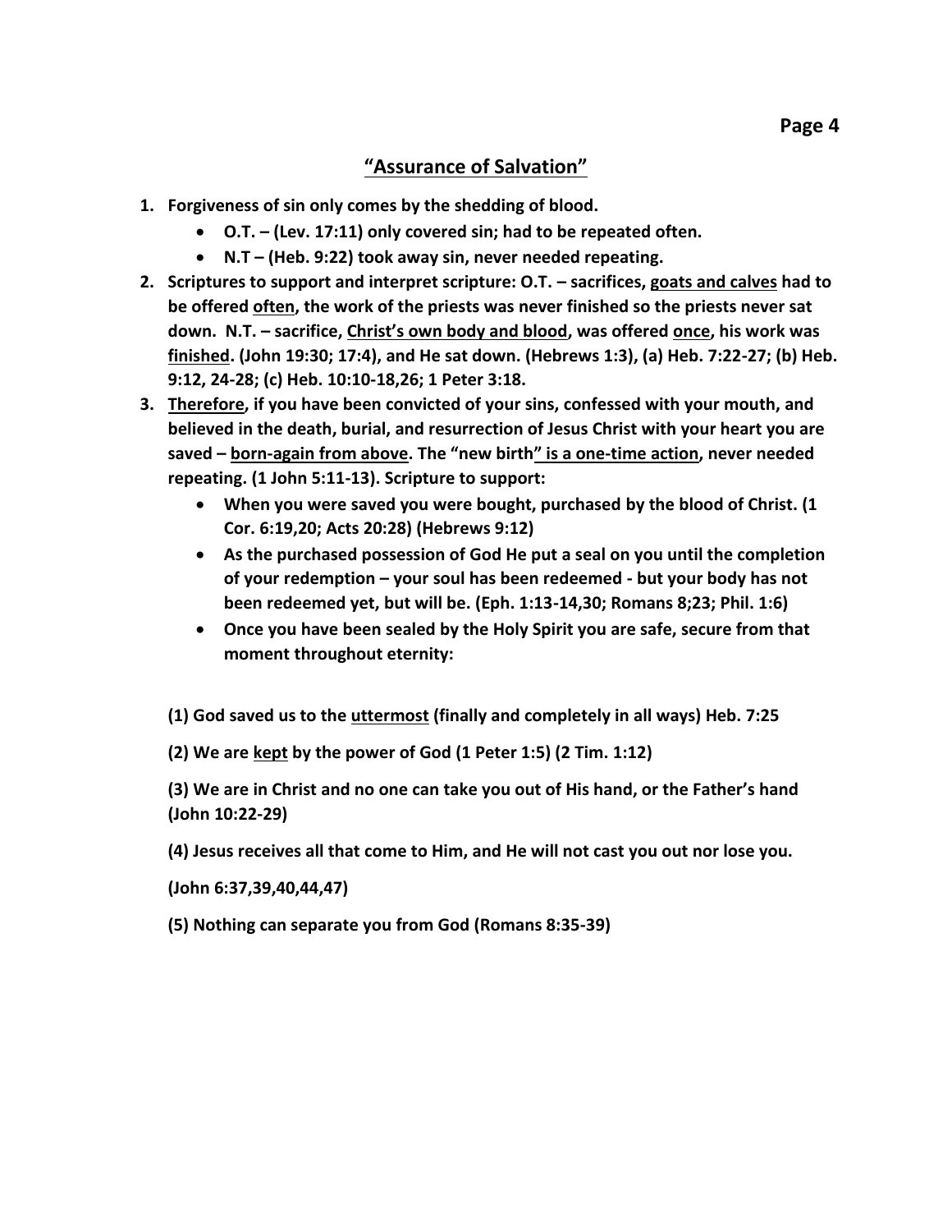## **"Assurance of Salvation"**

1. **Forgiveness of sin only comes by the shedding of blood.**
   - **O.T. – (Lev. 17:11) only covered sin; had to be repeated often.**
   - **N.T – (Heb. 9:22) took away sin, never needed repeating.**
2. **Scriptures to support and interpret scripture: O.T. – sacrifices, <u>goats and calves</u> had to be offered <u>often</u>, the work of the priests was never finished so the priests never sat down. N.T. – sacrifice, <u>Christ's own body and blood</u>, was offered <u>once</u>, his work was <u>finished</u>. (John 19:30; 17:4), and He sat down. (Hebrews 1:3), (a) Heb. 7:22-27; (b) Heb. 9:12, 24-28; (c) Heb. 10:10-18,26; 1 Peter 3:18.**
3. **<u>Therefore</u>, if you have been convicted of your sins, confessed with your mouth, and believed in the death, burial, and resurrection of Jesus Christ with your heart you are saved – <u>born-again from above</u>. The "new birth<u>" is a one-time action</u>, never needed repeating. (1 John 5:11-13). Scripture to support:**
   - **When you were saved you were bought, purchased by the blood of Christ. (1 Cor. 6:19,20; Acts 20:28) (Hebrews 9:12)**
   - **As the purchased possession of God He put a seal on you until the completion of your redemption – your soul has been redeemed - but your body has not been redeemed yet, but will be. (Eph. 1:13-14,30; Romans 8;23; Phil. 1:6)**
   - **Once you have been sealed by the Holy Spirit you are safe, secure from that moment throughout eternity:**

**(1) God saved us to the <u>uttermost</u> (finally and completely in all ways) Heb. 7:25**

**(2) We are <u>kept</u> by the power of God (1 Peter 1:5) (2 Tim. 1:12)**

**(3) We are in Christ and no one can take you out of His hand, or the Father's hand (John 10:22-29)**

**(4) Jesus receives all that come to Him, and He will not cast you out nor lose you.**

**(John 6:37,39,40,44,47)**

**(5) Nothing can separate you from God (Romans 8:35-39)**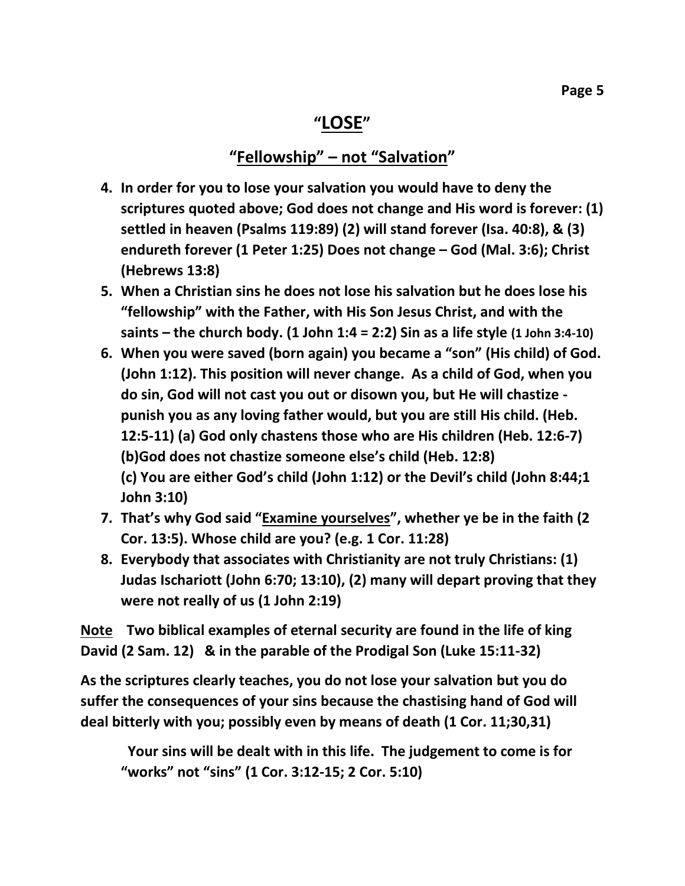# "LOSE"

## "Fellowship" – not "Salvation"

4. **In order for you to lose your salvation you would have to deny the scriptures quoted above; God does not change and His word is forever: (1) settled in heaven (Psalms 119:89) (2) will stand forever (Isa. 40:8), & (3) endureth forever (1 Peter 1:25) Does not change – God (Mal. 3:6); Christ (Hebrews 13:8)**
5. **When a Christian sins he does not lose his salvation but he does lose his "fellowship" with the Father, with His Son Jesus Christ, and with the saints – the church body. (1 John 1:4 = 2:2) Sin as a life style (1 John 3:4-10)**
6. **When you were saved (born again) you became a "son" (His child) of God. (John 1:12). This position will never change. As a child of God, when you do sin, God will not cast you out or disown you, but He will chastize - punish you as any loving father would, but you are still His child. (Heb. 12:5-11) (a) God only chastens those who are His children (Heb. 12:6-7) (b)God does not chastize someone else's child (Heb. 12:8) (c) You are either God's child (John 1:12) or the Devil's child (John 8:44;1 John 3:10)**
7. **That's why God said "Examine yourselves", whether ye be in the faith (2 Cor. 13:5). Whose child are you? (e.g. 1 Cor. 11:28)**
8. **Everybody that associates with Christianity are not truly Christians: (1) Judas Ischariott (John 6:70; 13:10), (2) many will depart proving that they were not really of us (1 John 2:19)**

**Note** **Two biblical examples of eternal security are found in the life of king David (2 Sam. 12) & in the parable of the Prodigal Son (Luke 15:11-32)**

**As the scriptures clearly teaches, you do not lose your salvation but you do suffer the consequences of your sins because the chastising hand of God will deal bitterly with you; possibly even by means of death (1 Cor. 11;30,31)**

**Your sins will be dealt with in this life. The judgement to come is for "works" not "sins" (1 Cor. 3:12-15; 2 Cor. 5:10)**